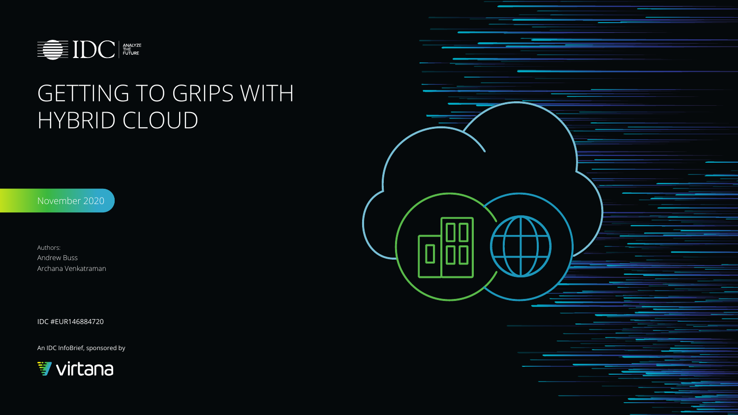IDC ANALYZE THE FUTURE

# GETTING TO GRIPS WITH HYBRID CLOUD

November 2020

Authors:
Andrew Buss
Archana Venkatraman

IDC #EUR146884720

An IDC InfoBrief, sponsored by

virtana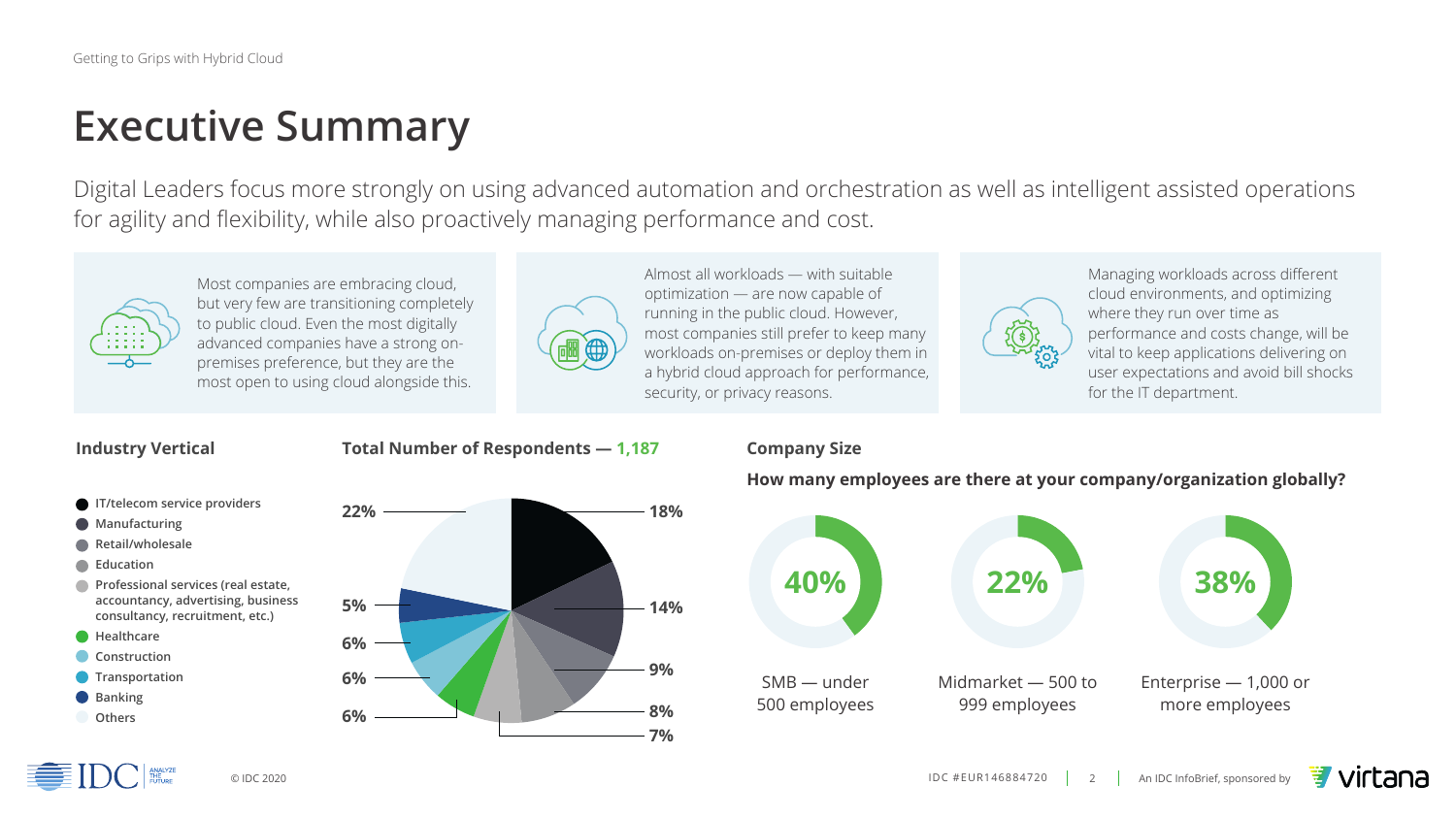# Executive Summary

Digital Leaders focus more strongly on using advanced automation and orchestration as well as intelligent assisted operations for agility and flexibility, while also proactively managing performance and cost.

Most companies are embracing cloud, but very few are transitioning completely to public cloud. Even the most digitally advanced companies have a strong on-premises preference, but they are the most open to using cloud alongside this.

Almost all workloads — with suitable optimization — are now capable of running in the public cloud. However, most companies still prefer to keep many workloads on-premises or deploy them in a hybrid cloud approach for performance, security, or privacy reasons.

Managing workloads across different cloud environments, and optimizing where they run over time as performance and costs change, will be vital to keep applications delivering on user expectations and avoid bill shocks for the IT department.

## Industry Vertical

**Total Number of Respondents — 1,187**

| Industry | Share |
| --- | --- |
| IT/telecom service providers | 18% |
| Manufacturing | 14% |
| Retail/wholesale | 9% |
| Education | 8% |
| Professional services (real estate, accountancy, advertising, business consultancy, recruitment, etc.) | 7% |
| Healthcare | 6% |
| Construction | 6% |
| Transportation | 6% |
| Banking | 5% |
| Others | 22% |

## Company Size

**How many employees are there at your company/organization globally?**

| Company Size | Share |
| --- | --- |
| SMB — under 500 employees | 40% |
| Midmarket — 500 to 999 employees | 22% |
| Enterprise — 1,000 or more employees | 38% |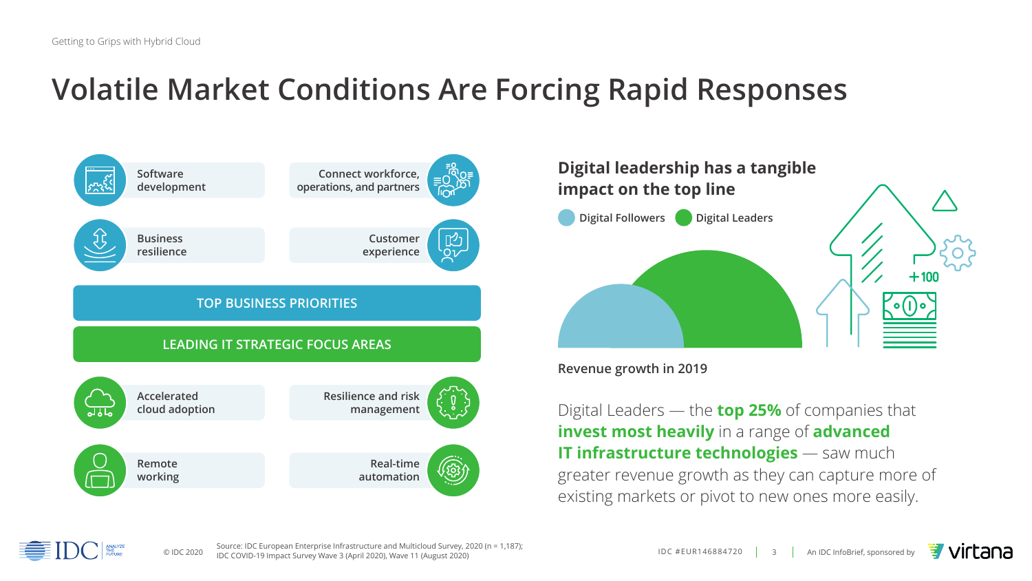# Volatile Market Conditions Are Forcing Rapid Responses

**TOP BUSINESS PRIORITIES**

- Software development
- Connect workforce, operations, and partners
- Business resilience
- Customer experience

**LEADING IT STRATEGIC FOCUS AREAS**

- Accelerated cloud adoption
- Resilience and risk management
- Remote working
- Real-time automation

## Digital leadership has a tangible impact on the top line

Digital Followers | Digital Leaders

Revenue growth in 2019

Digital Leaders — the **top 25%** of companies that **invest most heavily** in a range of **advanced IT infrastructure technologies** — saw much greater revenue growth as they can capture more of existing markets or pivot to new ones more easily.

Source: IDC European Enterprise Infrastructure and Multicloud Survey, 2020 (n = 1,187); IDC COVID-19 Impact Survey Wave 3 (April 2020), Wave 11 (August 2020)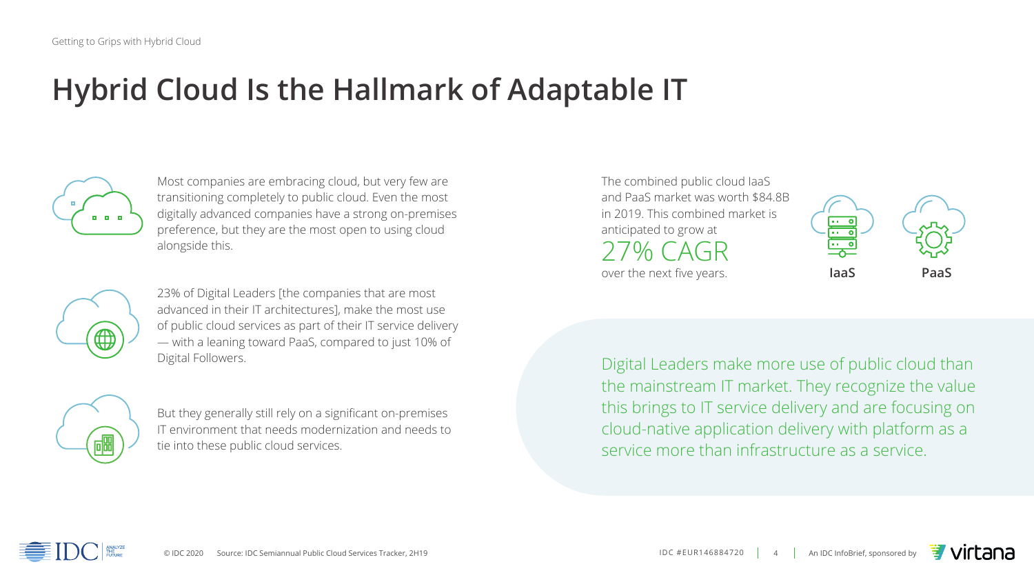# Hybrid Cloud Is the Hallmark of Adaptable IT

Most companies are embracing cloud, but very few are transitioning completely to public cloud. Even the most digitally advanced companies have a strong on-premises preference, but they are the most open to using cloud alongside this.

23% of Digital Leaders [the companies that are most advanced in their IT architectures], make the most use of public cloud services as part of their IT service delivery — with a leaning toward PaaS, compared to just 10% of Digital Followers.

But they generally still rely on a significant on-premises IT environment that needs modernization and needs to tie into these public cloud services.

The combined public cloud IaaS and PaaS market was worth $84.8B in 2019. This combined market is anticipated to grow at

27% CAGR

over the next five years.

**IaaS** **PaaS**

Digital Leaders make more use of public cloud than the mainstream IT market. They recognize the value this brings to IT service delivery and are focusing on cloud-native application delivery with platform as a service more than infrastructure as a service.

© IDC 2020 Source: IDC Semiannual Public Cloud Services Tracker, 2H19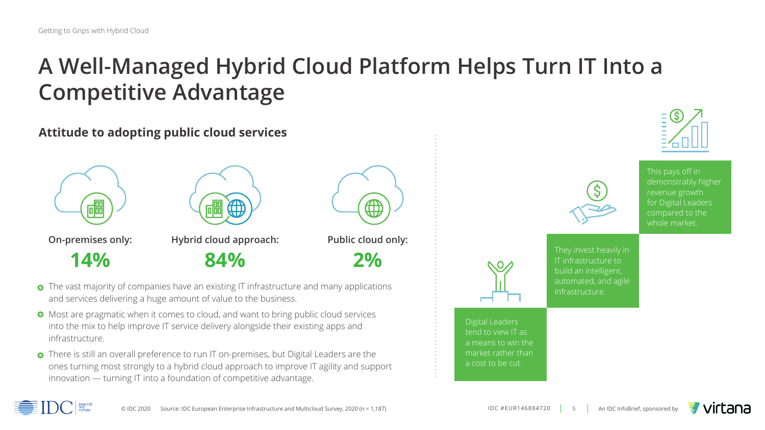# A Well-Managed Hybrid Cloud Platform Helps Turn IT Into a Competitive Advantage

## Attitude to adopting public cloud services

**On-premises only:**
**14%**

**Hybrid cloud approach:**
**84%**

**Public cloud only:**
**2%**

- The vast majority of companies have an existing IT infrastructure and many applications and services delivering a huge amount of value to the business.
- Most are pragmatic when it comes to cloud, and want to bring public cloud services into the mix to help improve IT service delivery alongside their existing apps and infrastructure.
- There is still an overall preference to run IT on-premises, but Digital Leaders are the ones turning most strongly to a hybrid cloud approach to improve IT agility and support innovation — turning IT into a foundation of competitive advantage.

Digital Leaders tend to view IT as a means to win the market rather than a cost to be cut.

They invest heavily in IT infrastructure to build an intelligent, automated, and agile infrastructure.

This pays off in demonstrably higher revenue growth for Digital Leaders compared to the whole market.

© IDC 2020 Source: IDC European Enterprise Infrastructure and Multicloud Survey, 2020 (n = 1,187)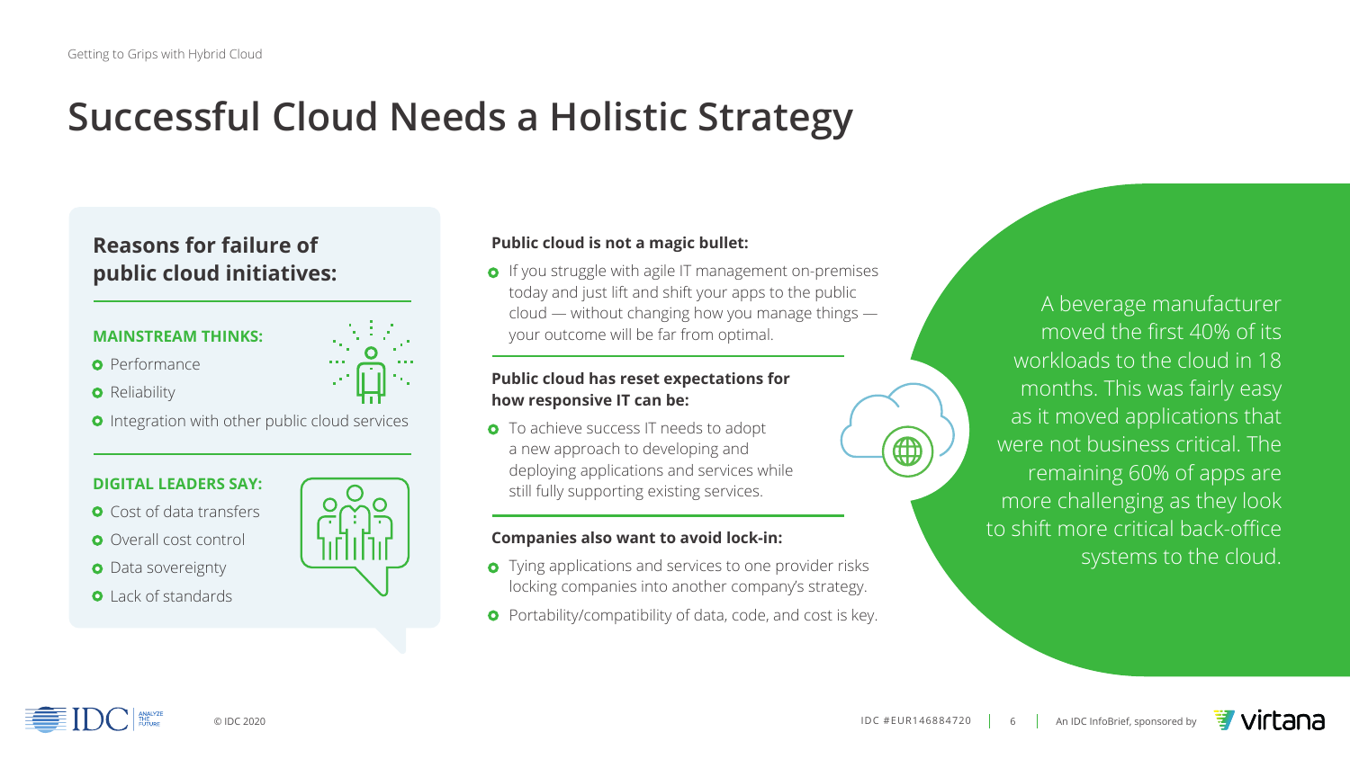# Successful Cloud Needs a Holistic Strategy

## Reasons for failure of public cloud initiatives:

**MAINSTREAM THINKS:**

- Performance
- Reliability
- Integration with other public cloud services

**DIGITAL LEADERS SAY:**

- Cost of data transfers
- Overall cost control
- Data sovereignty
- Lack of standards

**Public cloud is not a magic bullet:**

- If you struggle with agile IT management on-premises today and just lift and shift your apps to the public cloud — without changing how you manage things — your outcome will be far from optimal.

**Public cloud has reset expectations for how responsive IT can be:**

- To achieve success IT needs to adopt a new approach to developing and deploying applications and services while still fully supporting existing services.

**Companies also want to avoid lock-in:**

- Tying applications and services to one provider risks locking companies into another company's strategy.
- Portability/compatibility of data, code, and cost is key.

A beverage manufacturer moved the first 40% of its workloads to the cloud in 18 months. This was fairly easy as it moved applications that were not business critical. The remaining 60% of apps are more challenging as they look to shift more critical back-office systems to the cloud.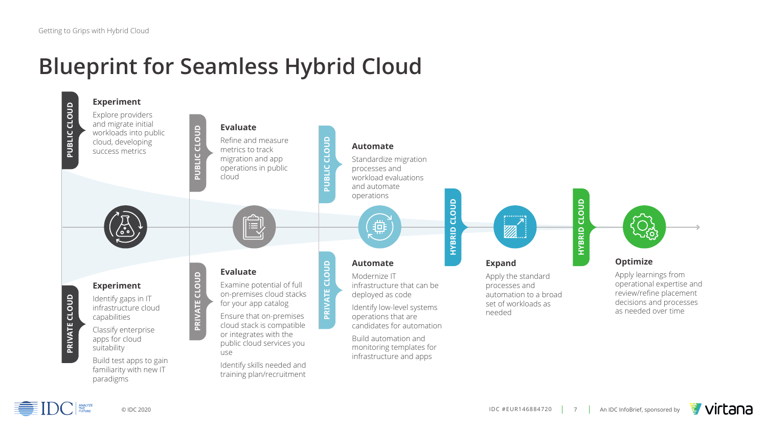# Blueprint for Seamless Hybrid Cloud

**PUBLIC CLOUD**

### Experiment

Explore providers and migrate initial workloads into public cloud, developing success metrics

**PRIVATE CLOUD**

### Experiment

Identify gaps in IT infrastructure cloud capabilities

Classify enterprise apps for cloud suitability

Build test apps to gain familiarity with new IT paradigms

**PUBLIC CLOUD**

### Evaluate

Refine and measure metrics to track migration and app operations in public cloud

**PRIVATE CLOUD**

### Evaluate

Examine potential of full on-premises cloud stacks for your app catalog

Ensure that on-premises cloud stack is compatible or integrates with the public cloud services you use

Identify skills needed and training plan/recruitment

**PUBLIC CLOUD**

### Automate

Standardize migration processes and workload evaluations and automate operations

**PRIVATE CLOUD**

### Automate

Modernize IT infrastructure that can be deployed as code

Identify low-level systems operations that are candidates for automation

Build automation and monitoring templates for infrastructure and apps

**HYBRID CLOUD**

### Expand

Apply the standard processes and automation to a broad set of workloads as needed

**HYBRID CLOUD**

### Optimize

Apply learnings from operational expertise and review/refine placement decisions and processes as needed over time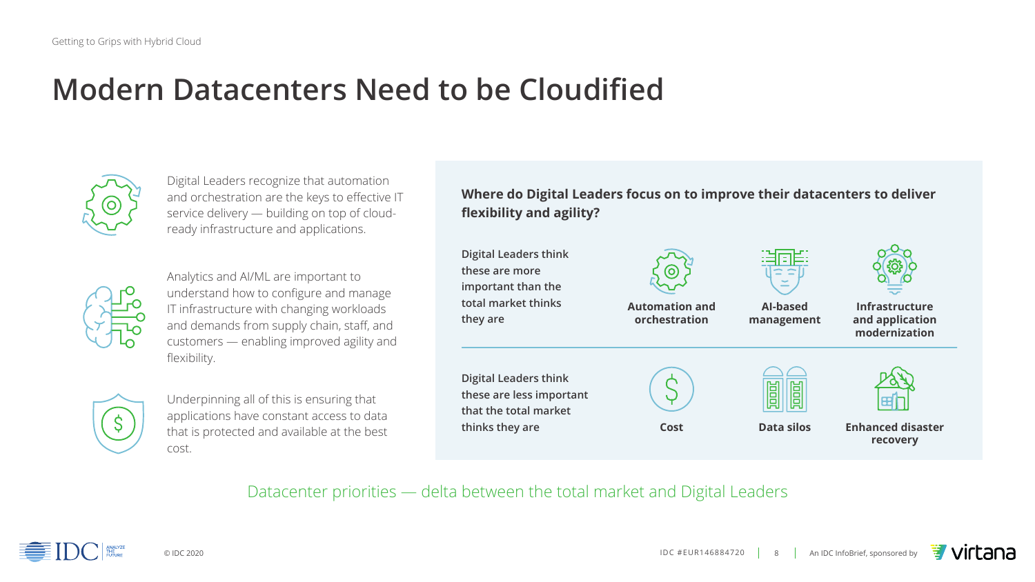# Modern Datacenters Need to be Cloudified

Digital Leaders recognize that automation and orchestration are the keys to effective IT service delivery — building on top of cloud-ready infrastructure and applications.

Analytics and AI/ML are important to understand how to configure and manage IT infrastructure with changing workloads and demands from supply chain, staff, and customers — enabling improved agility and flexibility.

Underpinning all of this is ensuring that applications have constant access to data that is protected and available at the best cost.

**Where do Digital Leaders focus on to improve their datacenters to deliver flexibility and agility?**

| | | | |
|---|---|---|---|
| **Digital Leaders think these are more important than the total market thinks they are** | **Automation and orchestration** | **AI-based management** | **Infrastructure and application modernization** |
| **Digital Leaders think these are less important that the total market thinks they are** | **Cost** | **Data silos** | **Enhanced disaster recovery** |

Datacenter priorities — delta between the total market and Digital Leaders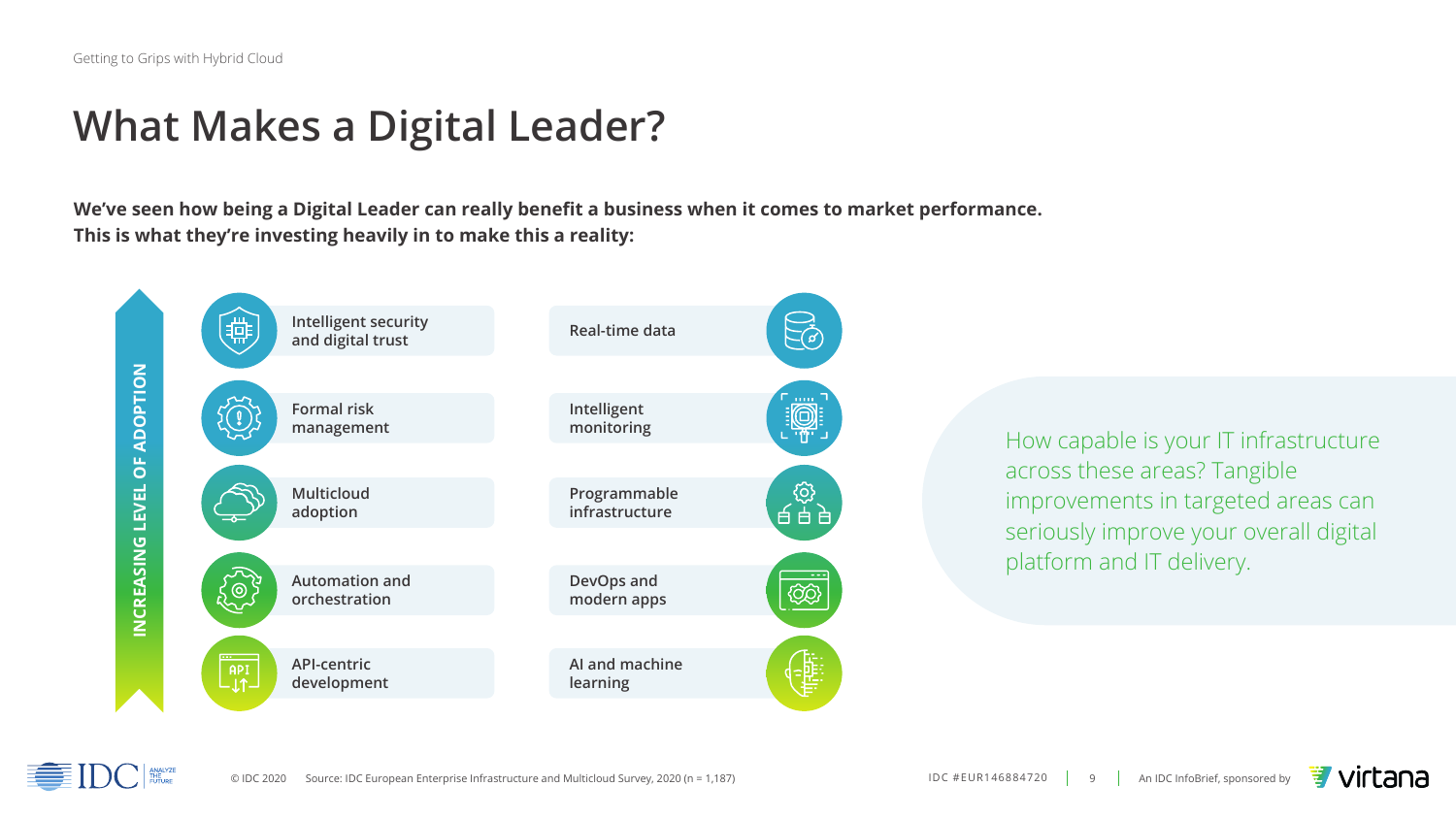# What Makes a Digital Leader?

**We've seen how being a Digital Leader can really benefit a business when it comes to market performance. This is what they're investing heavily in to make this a reality:**

**INCREASING LEVEL OF ADOPTION**

- Intelligent security and digital trust
- Formal risk management
- Multicloud adoption
- Automation and orchestration
- API-centric development
- Real-time data
- Intelligent monitoring
- Programmable infrastructure
- DevOps and modern apps
- AI and machine learning

How capable is your IT infrastructure across these areas? Tangible improvements in targeted areas can seriously improve your overall digital platform and IT delivery.

© IDC 2020 Source: IDC European Enterprise Infrastructure and Multicloud Survey, 2020 (n = 1,187)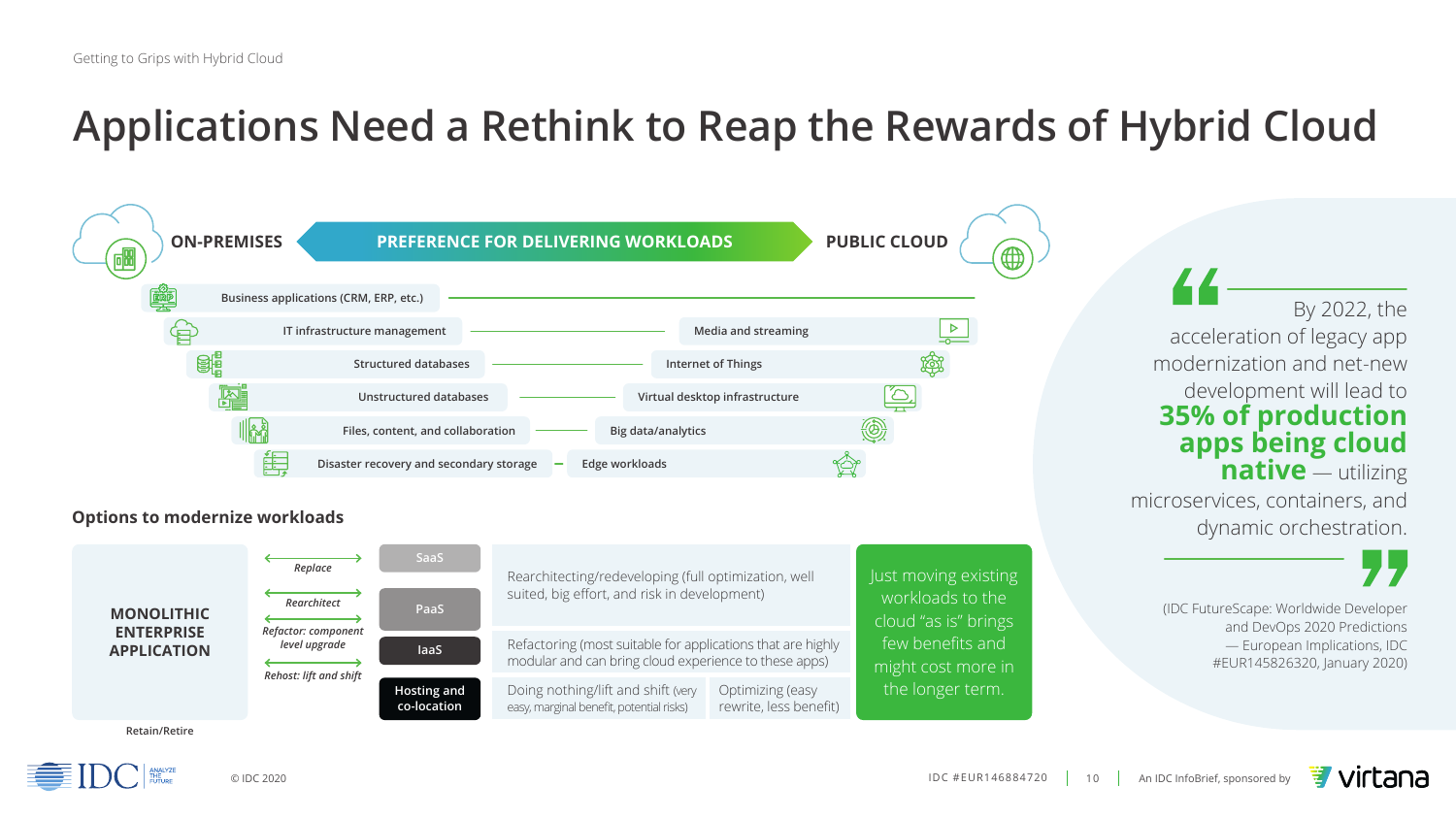# Applications Need a Rethink to Reap the Rewards of Hybrid Cloud

**ON-PREMISES** — **PREFERENCE FOR DELIVERING WORKLOADS** — **PUBLIC CLOUD**

| On-premises | Public cloud |
| --- | --- |
| Business applications (CRM, ERP, etc.) | |
| IT infrastructure management | Media and streaming |
| Structured databases | Internet of Things |
| Unstructured databases | Virtual desktop infrastructure |
| Files, content, and collaboration | Big data/analytics |
| Disaster recovery and secondary storage | Edge workloads |

### Options to modernize workloads

**MONOLITHIC ENTERPRISE APPLICATION**

Retain/Retire

- *Replace* → SaaS
- *Rearchitect* → PaaS
- *Refactor: component level upgrade* → IaaS
- *Rehost: lift and shift* → Hosting and co-location

| | |
| --- | --- |
| SaaS / PaaS | Rearchitecting/redeveloping (full optimization, well suited, big effort, and risk in development) |
| IaaS | Refactoring (most suitable for applications that are highly modular and can bring cloud experience to these apps) |
| Hosting and co-location | Doing nothing/lift and shift (very easy, marginal benefit, potential risks) — Optimizing (easy rewrite, less benefit) |

Just moving existing workloads to the cloud "as is" brings few benefits and might cost more in the longer term.

> By 2022, the acceleration of legacy app modernization and net-new development will lead to **35% of production apps being cloud native** — utilizing microservices, containers, and dynamic orchestration.
>
> (IDC FutureScape: Worldwide Developer and DevOps 2020 Predictions — European Implications, IDC #EUR145826320, January 2020)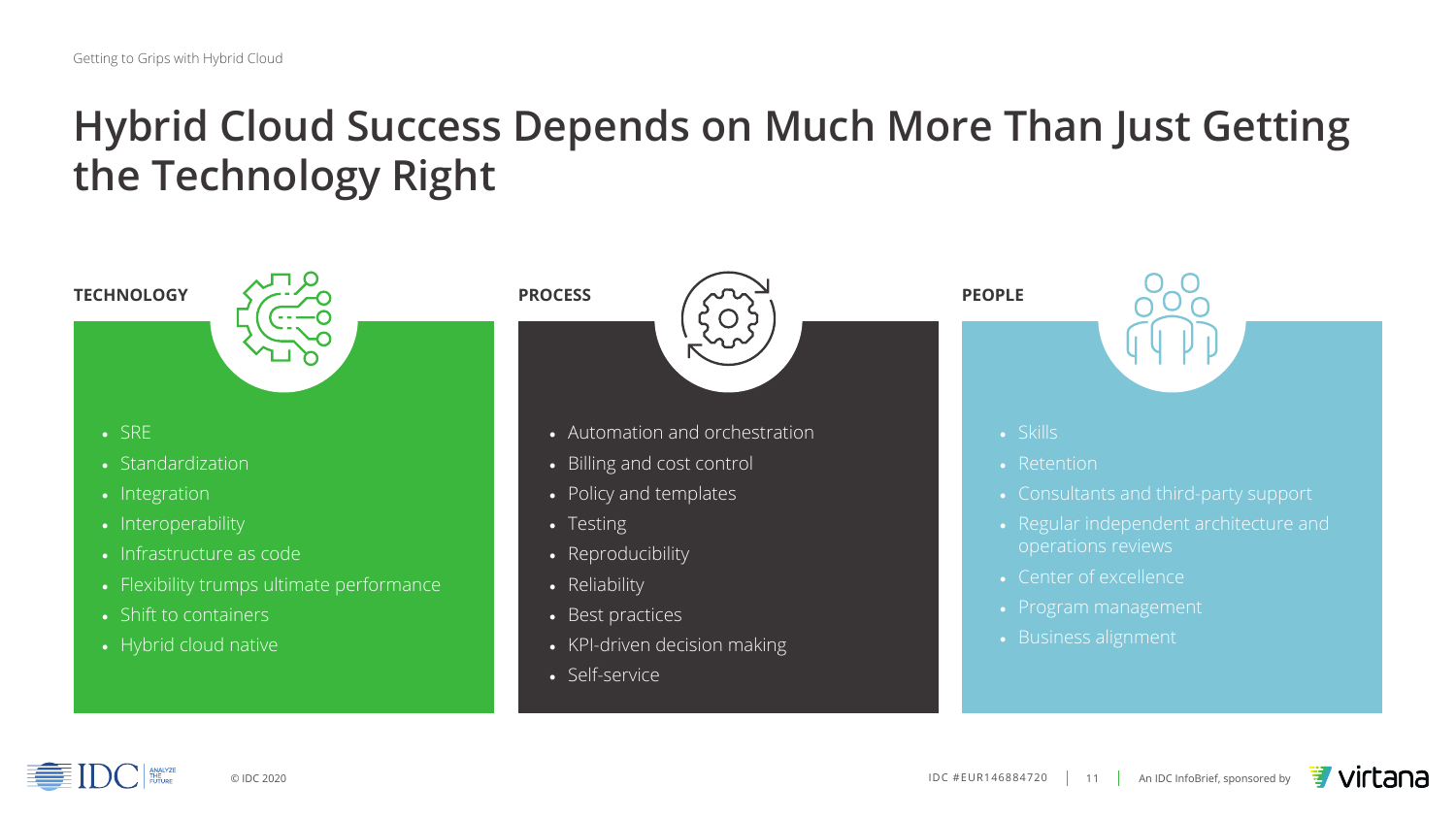# Hybrid Cloud Success Depends on Much More Than Just Getting the Technology Right

### TECHNOLOGY

- SRE
- Standardization
- Integration
- Interoperability
- Infrastructure as code
- Flexibility trumps ultimate performance
- Shift to containers
- Hybrid cloud native

### PROCESS

- Automation and orchestration
- Billing and cost control
- Policy and templates
- Testing
- Reproducibility
- Reliability
- Best practices
- KPI-driven decision making
- Self-service

### PEOPLE

- Skills
- Retention
- Consultants and third-party support
- Regular independent architecture and operations reviews
- Center of excellence
- Program management
- Business alignment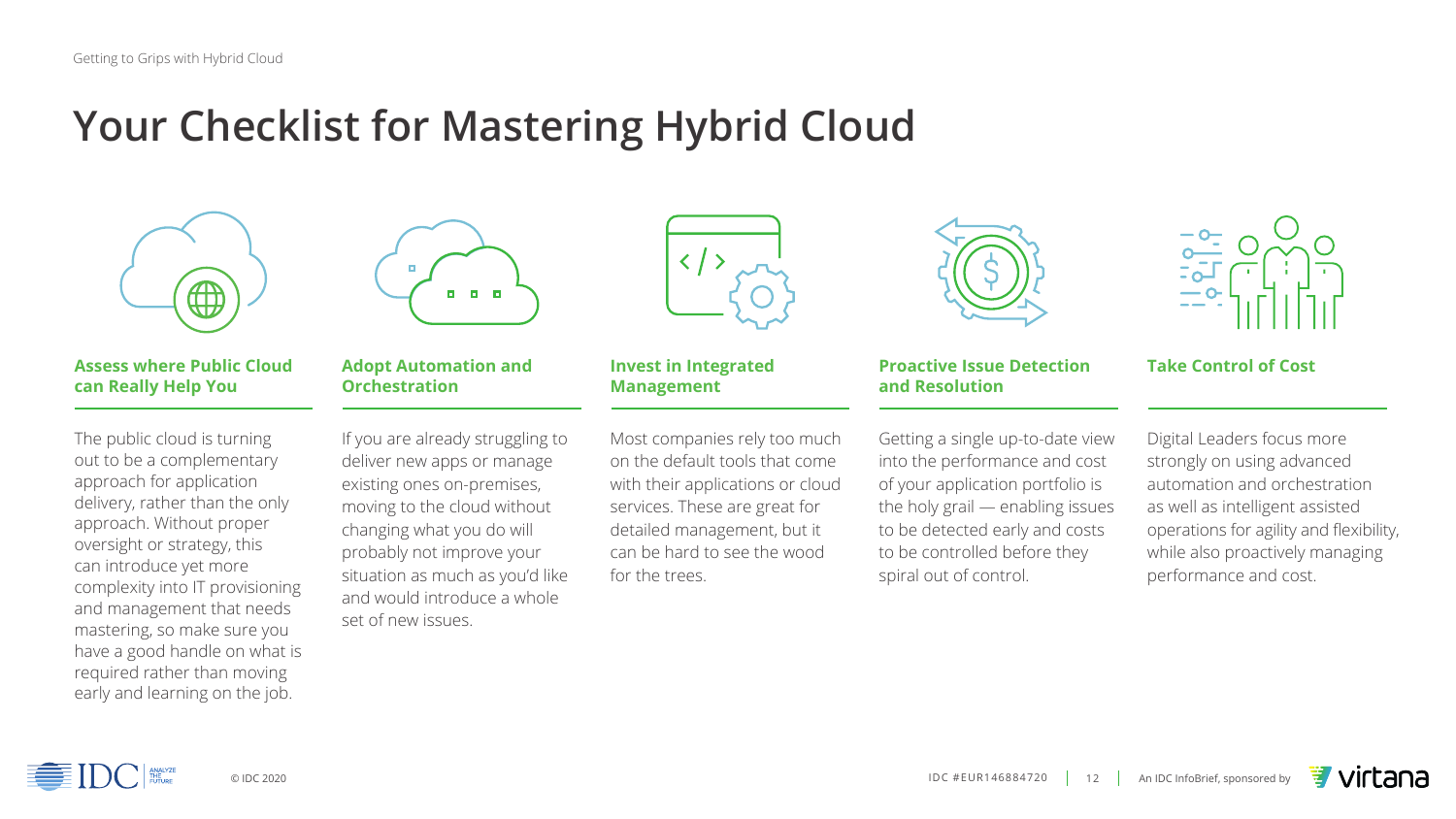# Your Checklist for Mastering Hybrid Cloud

### Assess where Public Cloud can Really Help You

The public cloud is turning out to be a complementary approach for application delivery, rather than the only approach. Without proper oversight or strategy, this can introduce yet more complexity into IT provisioning and management that needs mastering, so make sure you have a good handle on what is required rather than moving early and learning on the job.

### Adopt Automation and Orchestration

If you are already struggling to deliver new apps or manage existing ones on-premises, moving to the cloud without changing what you do will probably not improve your situation as much as you'd like and would introduce a whole set of new issues.

### Invest in Integrated Management

Most companies rely too much on the default tools that come with their applications or cloud services. These are great for detailed management, but it can be hard to see the wood for the trees.

### Proactive Issue Detection and Resolution

Getting a single up-to-date view into the performance and cost of your application portfolio is the holy grail — enabling issues to be detected early and costs to be controlled before they spiral out of control.

### Take Control of Cost

Digital Leaders focus more strongly on using advanced automation and orchestration as well as intelligent assisted operations for agility and flexibility, while also proactively managing performance and cost.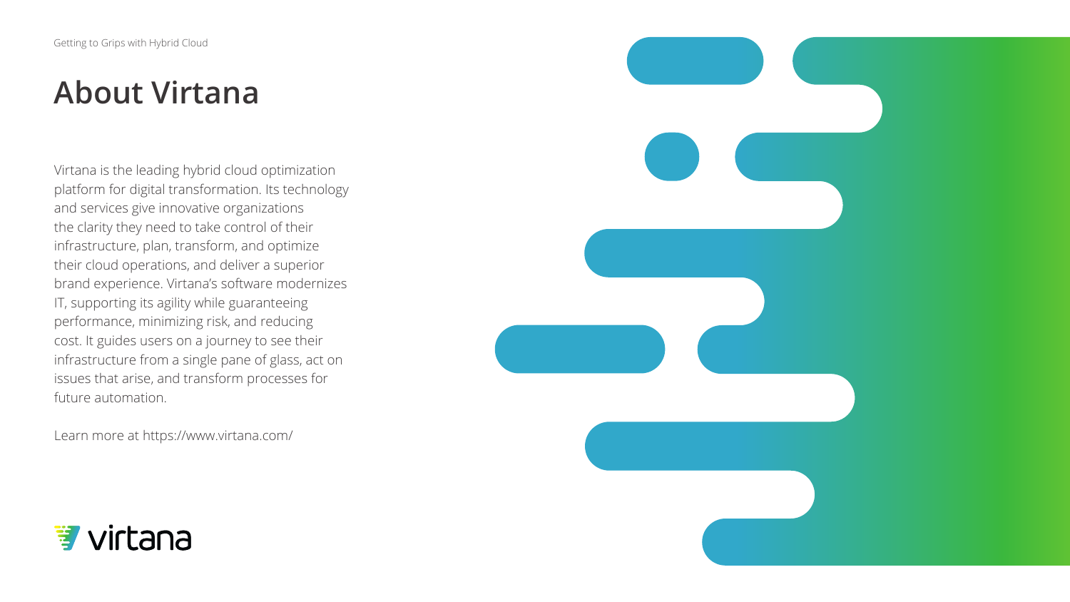# About Virtana

Virtana is the leading hybrid cloud optimization platform for digital transformation. Its technology and services give innovative organizations the clarity they need to take control of their infrastructure, plan, transform, and optimize their cloud operations, and deliver a superior brand experience. Virtana's software modernizes IT, supporting its agility while guaranteeing performance, minimizing risk, and reducing cost. It guides users on a journey to see their infrastructure from a single pane of glass, act on issues that arise, and transform processes for future automation.

Learn more at https://www.virtana.com/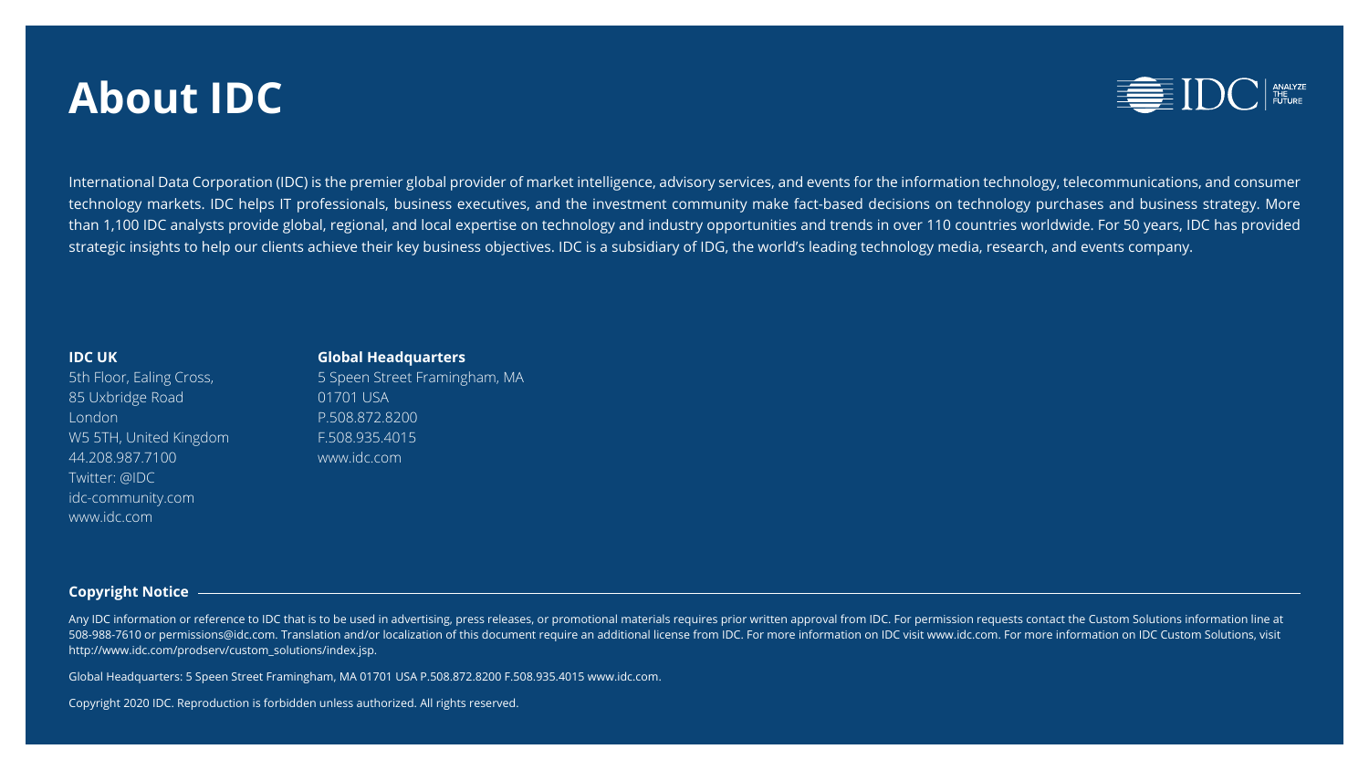# About IDC

International Data Corporation (IDC) is the premier global provider of market intelligence, advisory services, and events for the information technology, telecommunications, and consumer technology markets. IDC helps IT professionals, business executives, and the investment community make fact-based decisions on technology purchases and business strategy. More than 1,100 IDC analysts provide global, regional, and local expertise on technology and industry opportunities and trends in over 110 countries worldwide. For 50 years, IDC has provided strategic insights to help our clients achieve their key business objectives. IDC is a subsidiary of IDG, the world's leading technology media, research, and events company.

**IDC UK**
5th Floor, Ealing Cross,
85 Uxbridge Road
London
W5 5TH, United Kingdom
44.208.987.7100
Twitter: @IDC
idc-community.com
www.idc.com

**Global Headquarters**
5 Speen Street Framingham, MA
01701 USA
P.508.872.8200
F.508.935.4015
www.idc.com

**Copyright Notice**

Any IDC information or reference to IDC that is to be used in advertising, press releases, or promotional materials requires prior written approval from IDC. For permission requests contact the Custom Solutions information line at 508-988-7610 or permissions@idc.com. Translation and/or localization of this document require an additional license from IDC. For more information on IDC visit www.idc.com. For more information on IDC Custom Solutions, visit http://www.idc.com/prodserv/custom_solutions/index.jsp.

Global Headquarters: 5 Speen Street Framingham, MA 01701 USA P.508.872.8200 F.508.935.4015 www.idc.com.

Copyright 2020 IDC. Reproduction is forbidden unless authorized. All rights reserved.